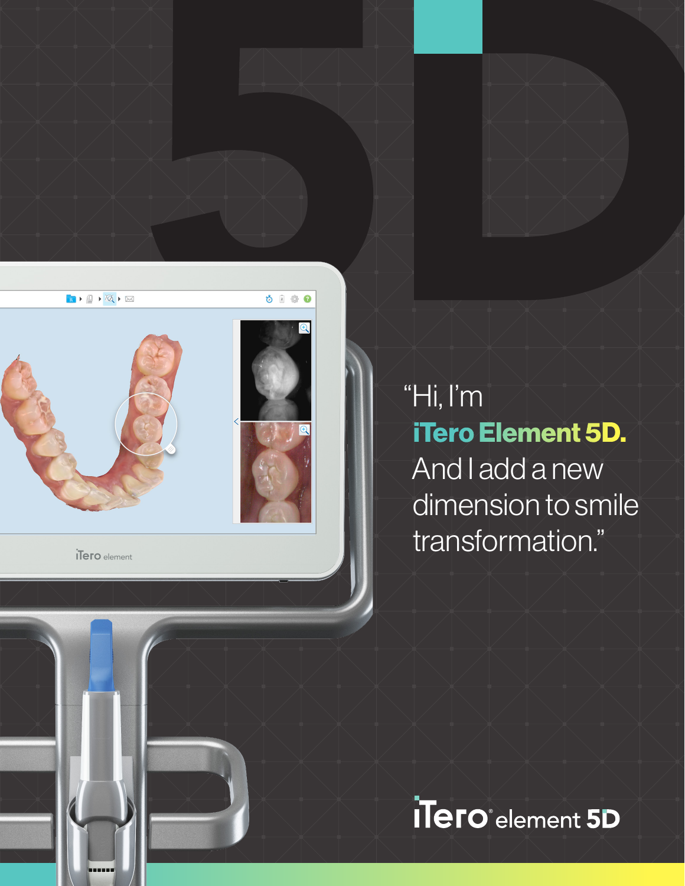“Hi, I’m **iTero Element 5D.** And I add a new dimension to smile transformation.”

iTero® element 5D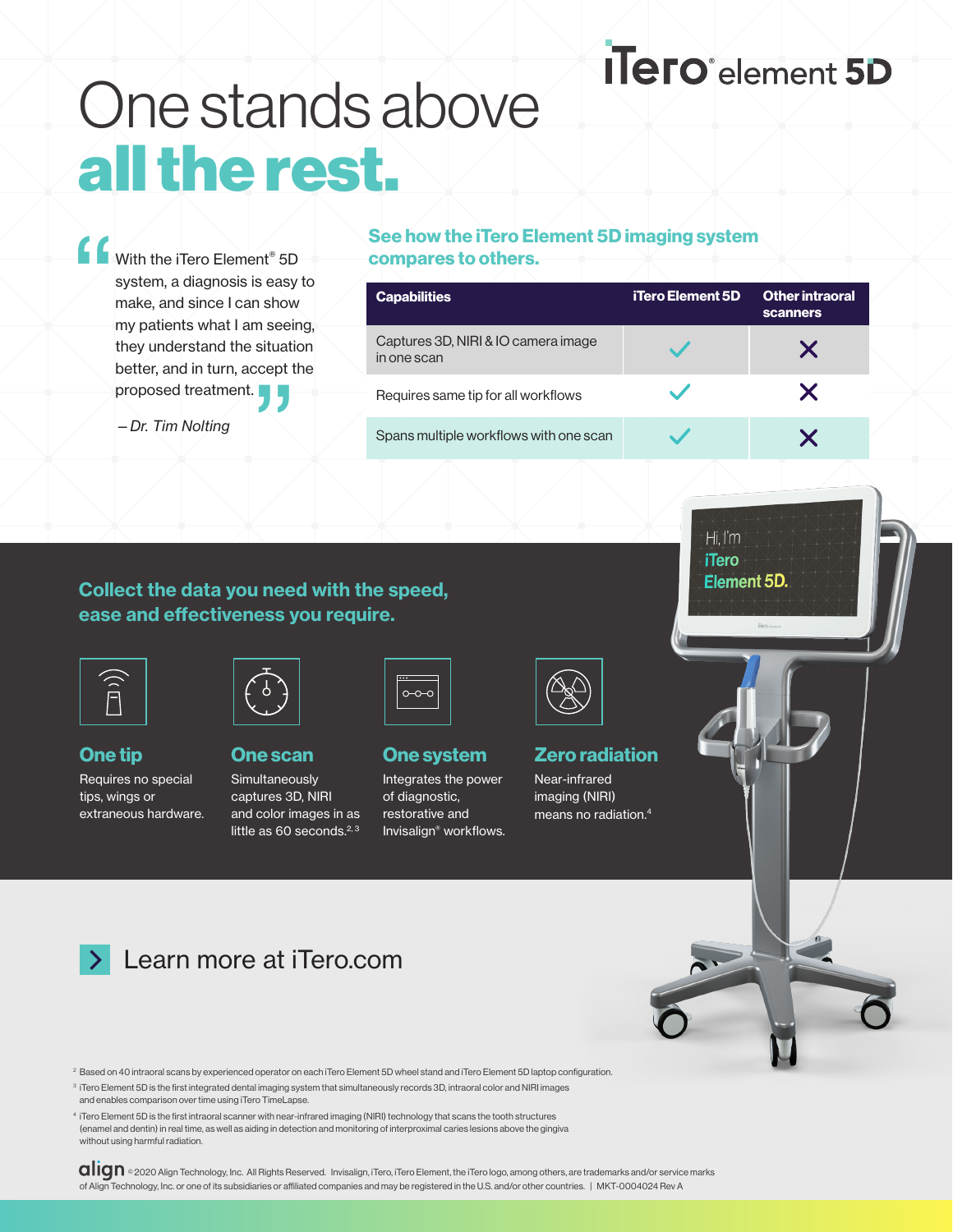# iTero® element 5D

# One stands above **all the rest.**

> With the iTero Element® 5D system, a diagnosis is easy to make, and since I can show my patients what I am seeing, they understand the situation better, and in turn, accept the proposed treatment.
>
> *– Dr. Tim Nolting*

## See how the iTero Element 5D imaging system compares to others.

| Capabilities | iTero Element 5D | Other intraoral scanners |
|---|---|---|
| Captures 3D, NIRI & IO camera image in one scan | ✓ | ✗ |
| Requires same tip for all workflows | ✓ | ✗ |
| Spans multiple workflows with one scan | ✓ | ✗ |

Hi, I'm iTero Element 5D.

## Collect the data you need with the speed, ease and effectiveness you require.

### One tip

Requires no special tips, wings or extraneous hardware.

### One scan

Simultaneously captures 3D, NIRI and color images in as little as 60 seconds.[2, 3]

### One system

Integrates the power of diagnostic, restorative and Invisalign® workflows.

### Zero radiation

Near-infrared imaging (NIRI) means no radiation.[4]

**Learn more at iTero.com**

[2] Based on 40 intraoral scans by experienced operator on each iTero Element 5D wheel stand and iTero Element 5D laptop configuration.

[3] iTero Element 5D is the first integrated dental imaging system that simultaneously records 3D, intraoral color and NIRI images and enables comparison over time using iTero TimeLapse.

[4] iTero Element 5D is the first intraoral scanner with near-infrared imaging (NIRI) technology that scans the tooth structures (enamel and dentin) in real time, as well as aiding in detection and monitoring of interproximal caries lesions above the gingiva without using harmful radiation.

align © 2020 Align Technology, Inc. All Rights Reserved. Invisalign, iTero, iTero Element, the iTero logo, among others, are trademarks and/or service marks of Align Technology, Inc. or one of its subsidiaries or affiliated companies and may be registered in the U.S. and/or other countries. | MKT-0004024 Rev A